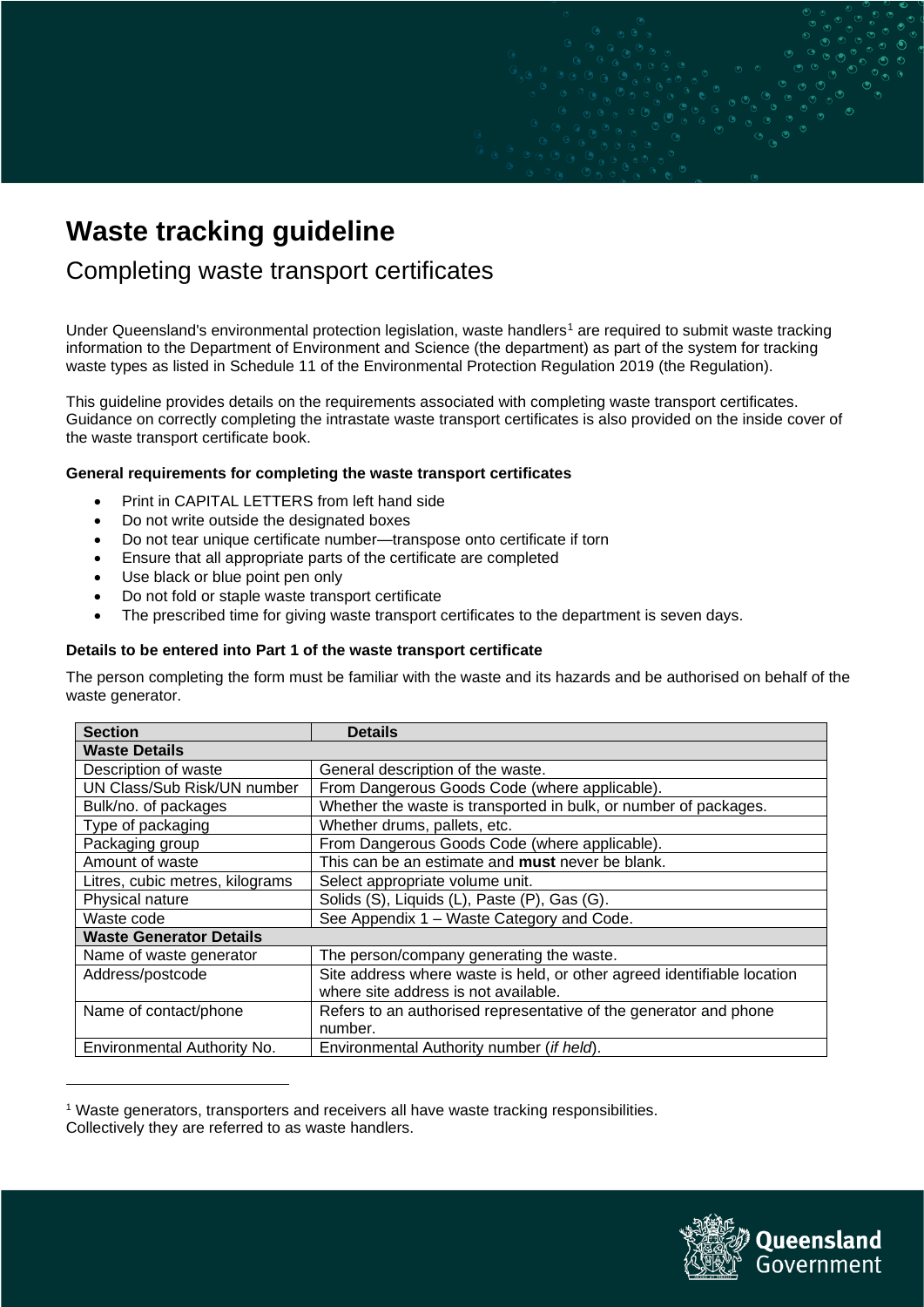# Waste tracking guideline

## Completing waste transport certificates

Under Queensland's environmental protection legislation, waste handlers[1] are required to submit waste tracking information to the Department of Environment and Science (the department) as part of the system for tracking waste types as listed in Schedule 11 of the Environmental Protection Regulation 2019 (the Regulation).

This guideline provides details on the requirements associated with completing waste transport certificates. Guidance on correctly completing the intrastate waste transport certificates is also provided on the inside cover of the waste transport certificate book.

**General requirements for completing the waste transport certificates**

- Print in CAPITAL LETTERS from left hand side
- Do not write outside the designated boxes
- Do not tear unique certificate number—transpose onto certificate if torn
- Ensure that all appropriate parts of the certificate are completed
- Use black or blue point pen only
- Do not fold or staple waste transport certificate
- The prescribed time for giving waste transport certificates to the department is seven days.

**Details to be entered into Part 1 of the waste transport certificate**

The person completing the form must be familiar with the waste and its hazards and be authorised on behalf of the waste generator.

| Section | Details |
|---|---|
| **Waste Details** | |
| Description of waste | General description of the waste. |
| UN Class/Sub Risk/UN number | From Dangerous Goods Code (where applicable). |
| Bulk/no. of packages | Whether the waste is transported in bulk, or number of packages. |
| Type of packaging | Whether drums, pallets, etc. |
| Packaging group | From Dangerous Goods Code (where applicable). |
| Amount of waste | This can be an estimate and **must** never be blank. |
| Litres, cubic metres, kilograms | Select appropriate volume unit. |
| Physical nature | Solids (S), Liquids (L), Paste (P), Gas (G). |
| Waste code | See Appendix 1 – Waste Category and Code. |
| **Waste Generator Details** | |
| Name of waste generator | The person/company generating the waste. |
| Address/postcode | Site address where waste is held, or other agreed identifiable location where site address is not available. |
| Name of contact/phone | Refers to an authorised representative of the generator and phone number. |
| Environmental Authority No. | Environmental Authority number (*if held*). |

[1] Waste generators, transporters and receivers all have waste tracking responsibilities. Collectively they are referred to as waste handlers.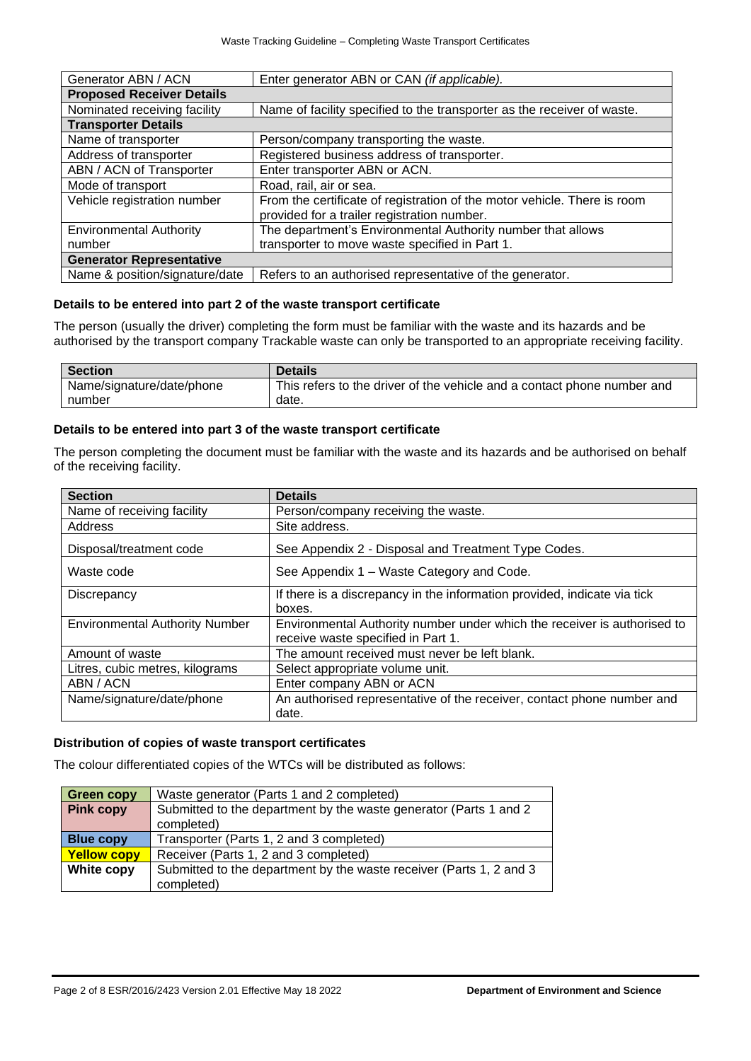| | |
|---|---|
| Generator ABN / ACN | Enter generator ABN or CAN *(if applicable).* |
| **Proposed Receiver Details** | |
| Nominated receiving facility | Name of facility specified to the transporter as the receiver of waste. |
| **Transporter Details** | |
| Name of transporter | Person/company transporting the waste. |
| Address of transporter | Registered business address of transporter. |
| ABN / ACN of Transporter | Enter transporter ABN or ACN. |
| Mode of transport | Road, rail, air or sea. |
| Vehicle registration number | From the certificate of registration of the motor vehicle. There is room provided for a trailer registration number. |
| Environmental Authority number | The department's Environmental Authority number that allows transporter to move waste specified in Part 1. |
| **Generator Representative** | |
| Name & position/signature/date | Refers to an authorised representative of the generator. |

**Details to be entered into part 2 of the waste transport certificate**

The person (usually the driver) completing the form must be familiar with the waste and its hazards and be authorised by the transport company Trackable waste can only be transported to an appropriate receiving facility.

| Section | Details |
|---|---|
| Name/signature/date/phone number | This refers to the driver of the vehicle and a contact phone number and date. |

**Details to be entered into part 3 of the waste transport certificate**

The person completing the document must be familiar with the waste and its hazards and be authorised on behalf of the receiving facility.

| Section | Details |
|---|---|
| Name of receiving facility | Person/company receiving the waste. |
| Address | Site address. |
| Disposal/treatment code | See Appendix 2 - Disposal and Treatment Type Codes. |
| Waste code | See Appendix 1 – Waste Category and Code. |
| Discrepancy | If there is a discrepancy in the information provided, indicate via tick boxes. |
| Environmental Authority Number | Environmental Authority number under which the receiver is authorised to receive waste specified in Part 1. |
| Amount of waste | The amount received must never be left blank. |
| Litres, cubic metres, kilograms | Select appropriate volume unit. |
| ABN / ACN | Enter company ABN or ACN |
| Name/signature/date/phone | An authorised representative of the receiver, contact phone number and date. |

**Distribution of copies of waste transport certificates**

The colour differentiated copies of the WTCs will be distributed as follows:

| | |
|---|---|
| **Green copy** | Waste generator (Parts 1 and 2 completed) |
| **Pink copy** | Submitted to the department by the waste generator (Parts 1 and 2 completed) |
| **Blue copy** | Transporter (Parts 1, 2 and 3 completed) |
| **Yellow copy** | Receiver (Parts 1, 2 and 3 completed) |
| **White copy** | Submitted to the department by the waste receiver (Parts 1, 2 and 3 completed) |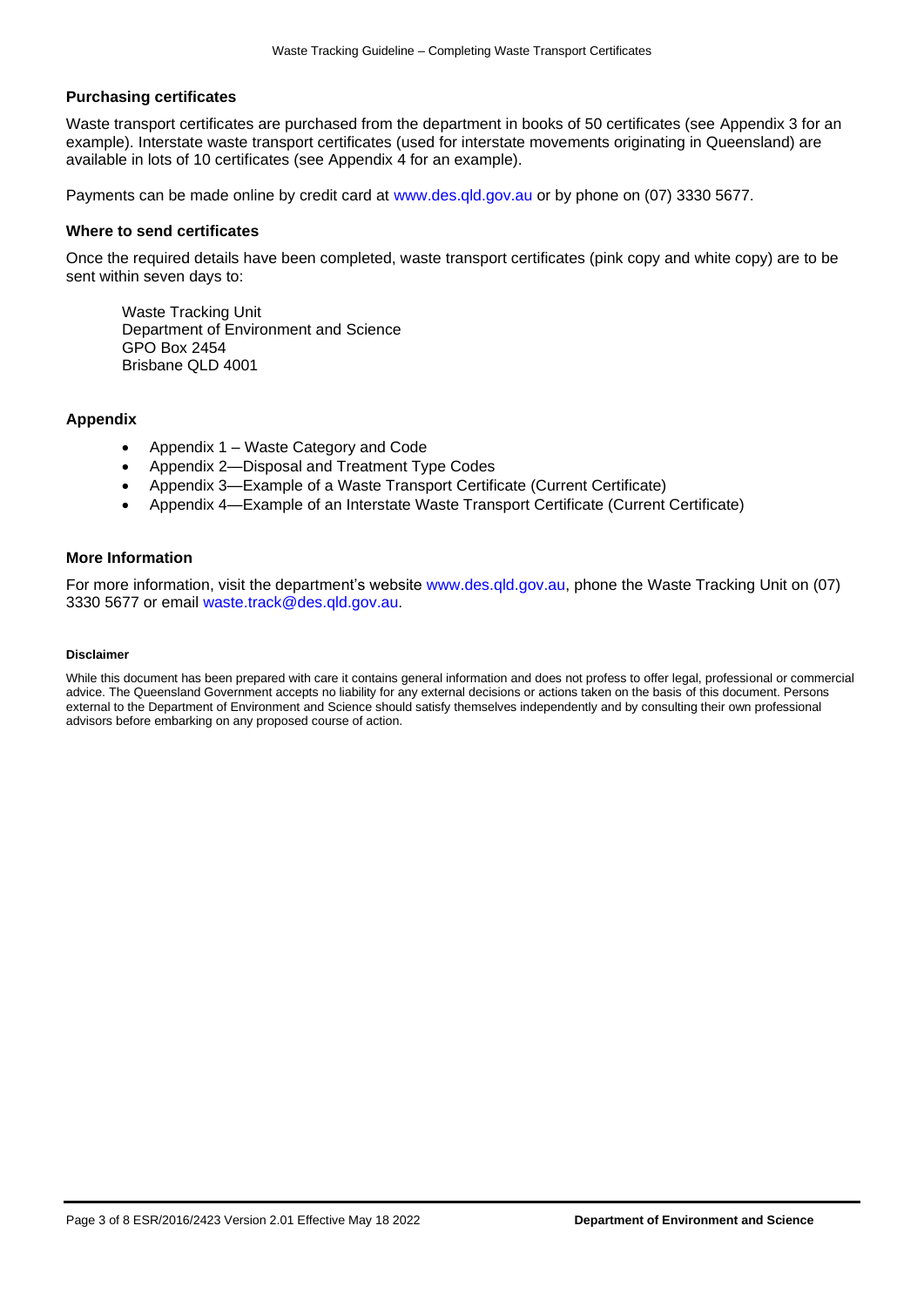### Purchasing certificates

Waste transport certificates are purchased from the department in books of 50 certificates (see Appendix 3 for an example). Interstate waste transport certificates (used for interstate movements originating in Queensland) are available in lots of 10 certificates (see Appendix 4 for an example).

Payments can be made online by credit card at www.des.qld.gov.au or by phone on (07) 3330 5677.

### Where to send certificates

Once the required details have been completed, waste transport certificates (pink copy and white copy) are to be sent within seven days to:

Waste Tracking Unit
Department of Environment and Science
GPO Box 2454
Brisbane QLD 4001

### Appendix

- Appendix 1 – Waste Category and Code
- Appendix 2—Disposal and Treatment Type Codes
- Appendix 3—Example of a Waste Transport Certificate (Current Certificate)
- Appendix 4—Example of an Interstate Waste Transport Certificate (Current Certificate)

### More Information

For more information, visit the department's website www.des.qld.gov.au, phone the Waste Tracking Unit on (07) 3330 5677 or email waste.track@des.qld.gov.au.

#### Disclaimer

While this document has been prepared with care it contains general information and does not profess to offer legal, professional or commercial advice. The Queensland Government accepts no liability for any external decisions or actions taken on the basis of this document. Persons external to the Department of Environment and Science should satisfy themselves independently and by consulting their own professional advisors before embarking on any proposed course of action.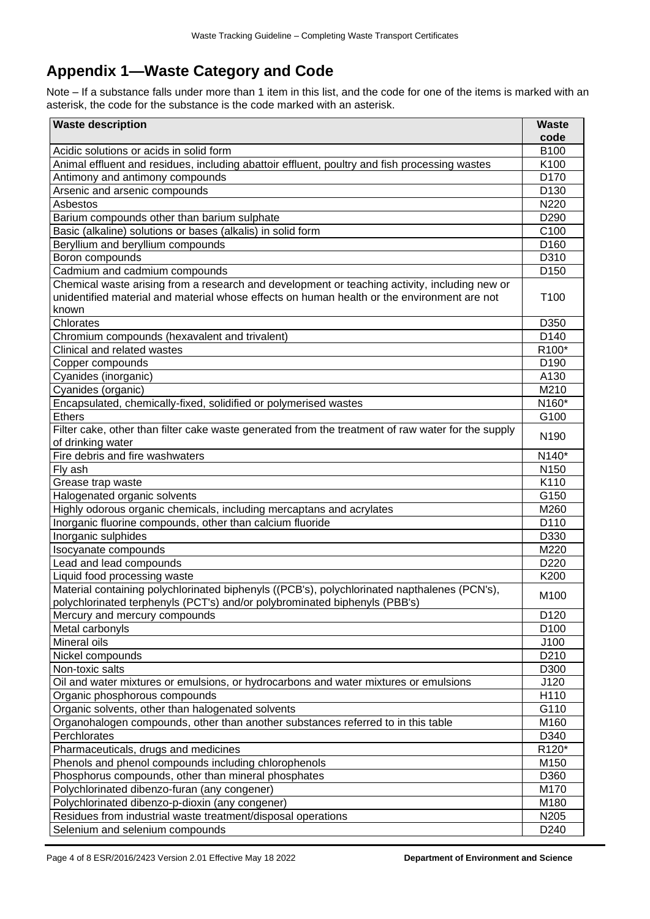# Appendix 1—Waste Category and Code

Note – If a substance falls under more than 1 item in this list, and the code for one of the items is marked with an asterisk, the code for the substance is the code marked with an asterisk.

| Waste description | Waste code |
|---|---|
| Acidic solutions or acids in solid form | B100 |
| Animal effluent and residues, including abattoir effluent, poultry and fish processing wastes | K100 |
| Antimony and antimony compounds | D170 |
| Arsenic and arsenic compounds | D130 |
| Asbestos | N220 |
| Barium compounds other than barium sulphate | D290 |
| Basic (alkaline) solutions or bases (alkalis) in solid form | C100 |
| Beryllium and beryllium compounds | D160 |
| Boron compounds | D310 |
| Cadmium and cadmium compounds | D150 |
| Chemical waste arising from a research and development or teaching activity, including new or unidentified material and material whose effects on human health or the environment are not known | T100 |
| Chlorates | D350 |
| Chromium compounds (hexavalent and trivalent) | D140 |
| Clinical and related wastes | R100* |
| Copper compounds | D190 |
| Cyanides (inorganic) | A130 |
| Cyanides (organic) | M210 |
| Encapsulated, chemically-fixed, solidified or polymerised wastes | N160* |
| Ethers | G100 |
| Filter cake, other than filter cake waste generated from the treatment of raw water for the supply of drinking water | N190 |
| Fire debris and fire washwaters | N140* |
| Fly ash | N150 |
| Grease trap waste | K110 |
| Halogenated organic solvents | G150 |
| Highly odorous organic chemicals, including mercaptans and acrylates | M260 |
| Inorganic fluorine compounds, other than calcium fluoride | D110 |
| Inorganic sulphides | D330 |
| Isocyanate compounds | M220 |
| Lead and lead compounds | D220 |
| Liquid food processing waste | K200 |
| Material containing polychlorinated biphenyls ((PCB's), polychlorinated napthalenes (PCN's), polychlorinated terphenyls (PCT's) and/or polybrominated biphenyls (PBB's) | M100 |
| Mercury and mercury compounds | D120 |
| Metal carbonyls | D100 |
| Mineral oils | J100 |
| Nickel compounds | D210 |
| Non-toxic salts | D300 |
| Oil and water mixtures or emulsions, or hydrocarbons and water mixtures or emulsions | J120 |
| Organic phosphorous compounds | H110 |
| Organic solvents, other than halogenated solvents | G110 |
| Organohalogen compounds, other than another substances referred to in this table | M160 |
| Perchlorates | D340 |
| Pharmaceuticals, drugs and medicines | R120* |
| Phenols and phenol compounds including chlorophenols | M150 |
| Phosphorus compounds, other than mineral phosphates | D360 |
| Polychlorinated dibenzo-furan (any congener) | M170 |
| Polychlorinated dibenzo-p-dioxin (any congener) | M180 |
| Residues from industrial waste treatment/disposal operations | N205 |
| Selenium and selenium compounds | D240 |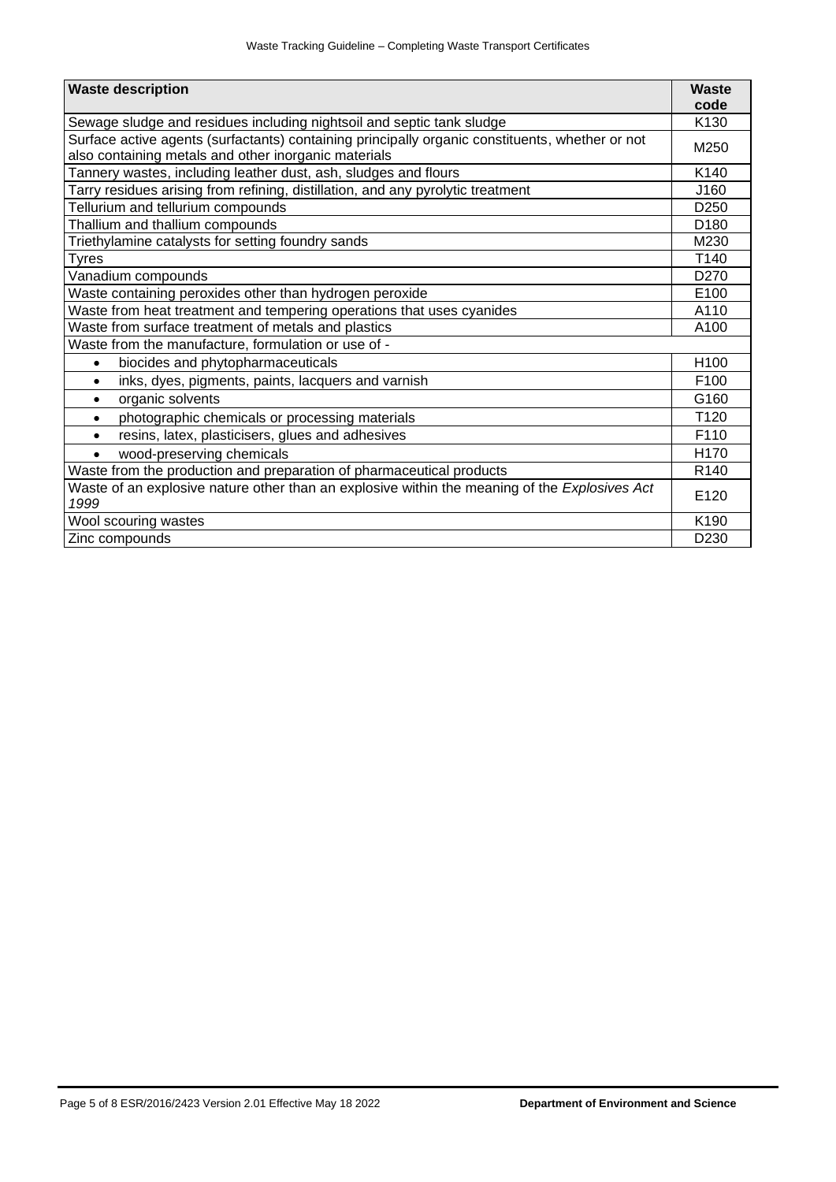| Waste description | Waste code |
|---|---|
| Sewage sludge and residues including nightsoil and septic tank sludge | K130 |
| Surface active agents (surfactants) containing principally organic constituents, whether or not also containing metals and other inorganic materials | M250 |
| Tannery wastes, including leather dust, ash, sludges and flours | K140 |
| Tarry residues arising from refining, distillation, and any pyrolytic treatment | J160 |
| Tellurium and tellurium compounds | D250 |
| Thallium and thallium compounds | D180 |
| Triethylamine catalysts for setting foundry sands | M230 |
| Tyres | T140 |
| Vanadium compounds | D270 |
| Waste containing peroxides other than hydrogen peroxide | E100 |
| Waste from heat treatment and tempering operations that uses cyanides | A110 |
| Waste from surface treatment of metals and plastics | A100 |
| Waste from the manufacture, formulation or use of - | |
| • biocides and phytopharmaceuticals | H100 |
| • inks, dyes, pigments, paints, lacquers and varnish | F100 |
| • organic solvents | G160 |
| • photographic chemicals or processing materials | T120 |
| • resins, latex, plasticisers, glues and adhesives | F110 |
| • wood-preserving chemicals | H170 |
| Waste from the production and preparation of pharmaceutical products | R140 |
| Waste of an explosive nature other than an explosive within the meaning of the *Explosives Act 1999* | E120 |
| Wool scouring wastes | K190 |
| Zinc compounds | D230 |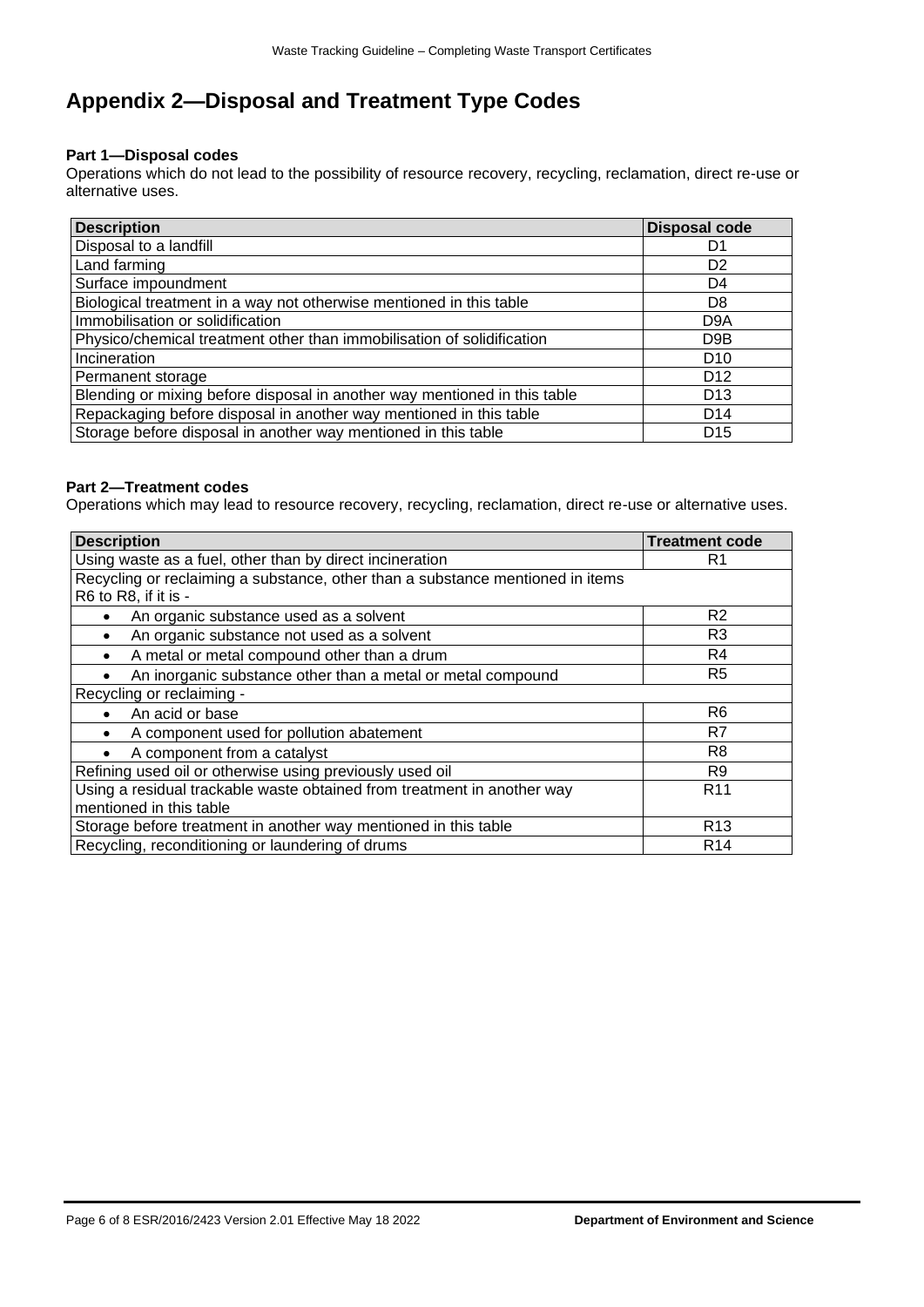# Appendix 2—Disposal and Treatment Type Codes

**Part 1—Disposal codes**

Operations which do not lead to the possibility of resource recovery, recycling, reclamation, direct re-use or alternative uses.

| Description | Disposal code |
| --- | --- |
| Disposal to a landfill | D1 |
| Land farming | D2 |
| Surface impoundment | D4 |
| Biological treatment in a way not otherwise mentioned in this table | D8 |
| Immobilisation or solidification | D9A |
| Physico/chemical treatment other than immobilisation of solidification | D9B |
| Incineration | D10 |
| Permanent storage | D12 |
| Blending or mixing before disposal in another way mentioned in this table | D13 |
| Repackaging before disposal in another way mentioned in this table | D14 |
| Storage before disposal in another way mentioned in this table | D15 |

**Part 2—Treatment codes**

Operations which may lead to resource recovery, recycling, reclamation, direct re-use or alternative uses.

| Description | Treatment code |
| --- | --- |
| Using waste as a fuel, other than by direct incineration | R1 |
| Recycling or reclaiming a substance, other than a substance mentioned in items R6 to R8, if it is - | |
| • An organic substance used as a solvent | R2 |
| • An organic substance not used as a solvent | R3 |
| • A metal or metal compound other than a drum | R4 |
| • An inorganic substance other than a metal or metal compound | R5 |
| Recycling or reclaiming - | |
| • An acid or base | R6 |
| • A component used for pollution abatement | R7 |
| • A component from a catalyst | R8 |
| Refining used oil or otherwise using previously used oil | R9 |
| Using a residual trackable waste obtained from treatment in another way mentioned in this table | R11 |
| Storage before treatment in another way mentioned in this table | R13 |
| Recycling, reconditioning or laundering of drums | R14 |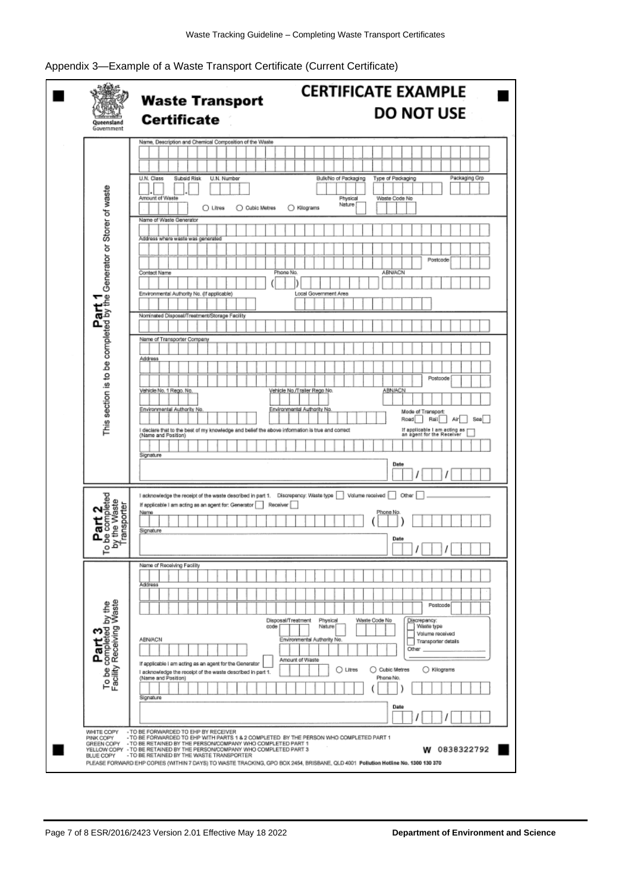Appendix 3—Example of a Waste Transport Certificate (Current Certificate)

Queensland Government

# Waste Transport Certificate

**CERTIFICATE EXAMPLE DO NOT USE**

## Part 1
This section is to be completed by the Generator or Storer of waste

Name, Description and Chemical Composition of the Waste

U.N. Class | Subsid Risk | U.N. Number | Bulk/No of Packaging | Type of Packaging | Packaging Grp

Amount of Waste ◯ Litres ◯ Cubic Metres ◯ Kilograms | Physical Nature | Waste Code No

Name of Waste Generator

Address where waste was generated

Postcode

Contact Name | Phone No. ( ) | ABN/ACN

Environmental Authority No. (if applicable) | Local Government Area

Nominated Disposal/Treatment/Storage Facility

Name of Transporter Company

Address

Postcode

Vehicle No. 1 Rego. No. | Vehicle No./Trailer Rego No. | ABN/ACN

Environmental Authority No. | Environmental Authority No. | Mode of Transport: Road ☐ Rail ☐ Air ☐ Sea ☐

I declare that to the best of my knowledge and belief the above information is true and correct (Name and Position)

If applicable I am acting as an agent for the Receiver ☐

Signature

Date / /

## Part 2
To be completed by the Waste Transporter

I acknowledge the receipt of the waste described in part 1. Discrepancy: Waste type ☐ Volume received ☐ Other ☐

If applicable I am acting as an agent for: Generator ☐ Receiver ☐

Name | Phone No. ( )

Signature

Date / /

## Part 3
To be completed by the Facility Receiving Waste

Name of Receiving Facility

Address

Postcode

Disposal/Treatment code | Physical Nature | Waste Code No

Discrepancy: ☐ Waste type ☐ Volume received ☐ Transporter details ☐ Other

ABN/ACN | Environmental Authority No.

If applicable I am acting as an agent for the Generator ☐

Amount of Waste ◯ Litres ◯ Cubic Metres ◯ Kilograms

I acknowledge the receipt of the waste described in part 1. (Name and Position) | Phone No. ( )

Signature

Date / /

WHITE COPY - TO BE FORWARDED TO EHP BY RECEIVER
PINK COPY - TO BE FORWARDED TO EHP WITH PARTS 1 & 2 COMPLETED BY THE PERSON WHO COMPLETED PART 1
GREEN COPY - TO BE RETAINED BY THE PERSON/COMPANY WHO COMPLETED PART 1
YELLOW COPY - TO BE RETAINED BY THE PERSON/COMPANY WHO COMPLETED PART 3
BLUE COPY - TO BE RETAINED BY THE WASTE TRANSPORTER

W 0838322792

PLEASE FORWARD EHP COPIES (WITHIN 7 DAYS) TO WASTE TRACKING, GPO BOX 2454, BRISBANE, QLD 4001 **Pollution Hotline No. 1300 130 370**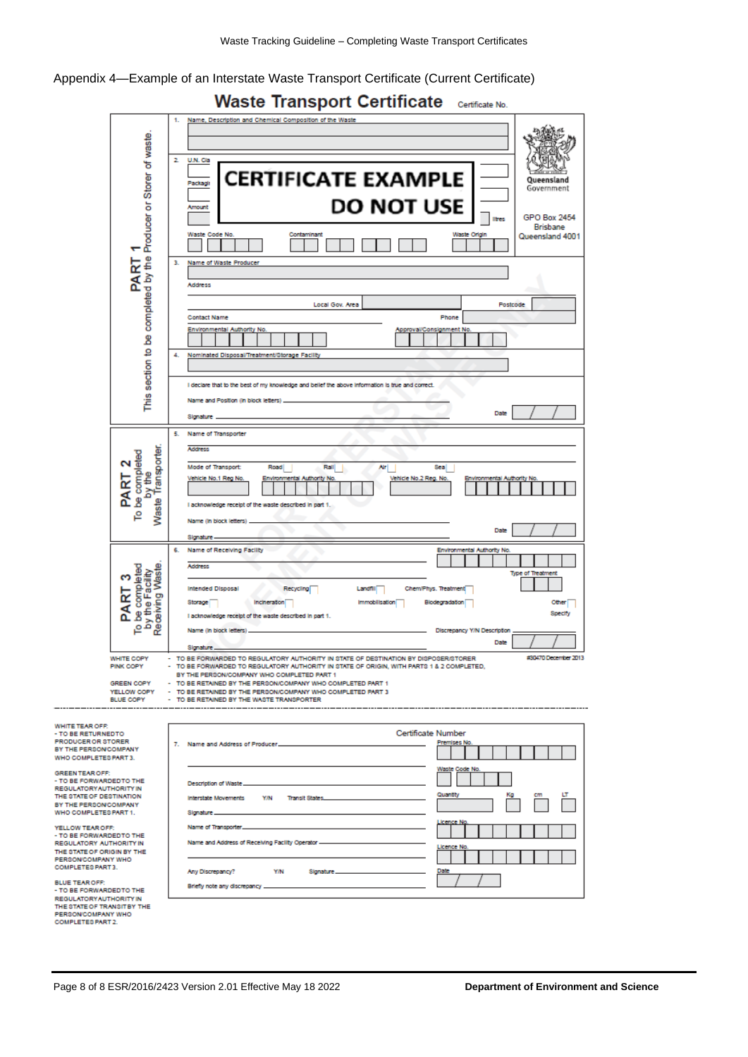Appendix 4—Example of an Interstate Waste Transport Certificate (Current Certificate)

# Waste Transport Certificate

Certificate No.

Queensland Government
GPO Box 2454
Brisbane
Queensland 4001

CERTIFICATE EXAMPLE
DO NOT USE

FOR GOVERNMENT USE ONLY

**PART 1** This section to be completed by the Producer or Storer of waste.

1. Name, Description and Chemical Composition of the Waste

2. U.N. Cla
Packagi
Amount litres
Waste Code No. Contaminant Waste Origin

3. Name of Waste Producer
Address
Local Gov. Area Postcode
Contact Name Phone
Environmental Authority No. Approval/Consignment No.

4. Nominated Disposal/Treatment/Storage Facility

I declare that to the best of my knowledge and belief the above information is true and correct.
Name and Position (in block letters)
Signature Date / /

**PART 2** To be completed by the Waste Transporter.

5. Name of Transporter
Address
Mode of Transport: Road Rail Air Sea
Vehicle No.1 Reg No. Environmental Authority No. Vehicle No.2 Reg. No. Environmental Authority No.
I acknowledge receipt of the waste described in part 1.
Name (in block letters)
Signature Date / /

**PART 3** To be completed by the Facility Receiving Waste.

6. Name of Receiving Facility Environmental Authority No.
Address
Type of Treatment
Intended Disposal Recycling Landfill Chem/Phys. Treatment
Storage Incineration Immobilisation Biodegradation Other
Specify
I acknowledge receipt of the waste described in part 1.
Name (in block letters) Discrepancy Y/N Description
Signature Date / /

WHITE COPY - TO BE FORWARDED TO REGULATORY AUTHORITY IN STATE OF DESTINATION BY DISPOSER/STORER
PINK COPY - TO BE FORWARDED TO REGULATORY AUTHORITY IN STATE OF ORIGIN, WITH PARTS 1 & 2 COMPLETED, BY THE PERSON/COMPANY WHO COMPLETED PART 1
GREEN COPY - TO BE RETAINED BY THE PERSON/COMPANY WHO COMPLETED PART 1
YELLOW COPY - TO BE RETAINED BY THE PERSON/COMPANY WHO COMPLETED PART 3
BLUE COPY - TO BE RETAINED BY THE WASTE TRANSPORTER

#30470 December 2013

WHITE TEAR OFF:
- TO BE RETURNED TO PRODUCER OR STORER BY THE PERSON/COMPANY WHO COMPLETES PART 3.

GREEN TEAR OFF:
- TO BE FORWARDED TO THE REGULATORY AUTHORITY IN THE STATE OF DESTINATION BY THE PERSON/COMPANY WHO COMPLETES PART 1.

YELLOW TEAR OFF:
- TO BE FORWARDED TO THE REGULATORY AUTHORITY IN THE STATE OF ORIGIN BY THE PERSON/COMPANY WHO COMPLETES PART 3.

BLUE TEAR OFF:
- TO BE FORWARDED TO THE REGULATORY AUTHORITY IN THE STATE OF TRANSIT BY THE PERSON/COMPANY WHO COMPLETES PART 2.

Certificate Number

7. Name and Address of Producer Premises No.
Waste Code No.
Description of Waste
Interstate Movements Y/N Transit States Quantity Kg cm LT
Signature
Name of Transporter Licence No.
Name and Address of Receiving Facility Operator Licence No.
Any Discrepancy? Y/N Signature Date / /
Briefly note any discrepancy